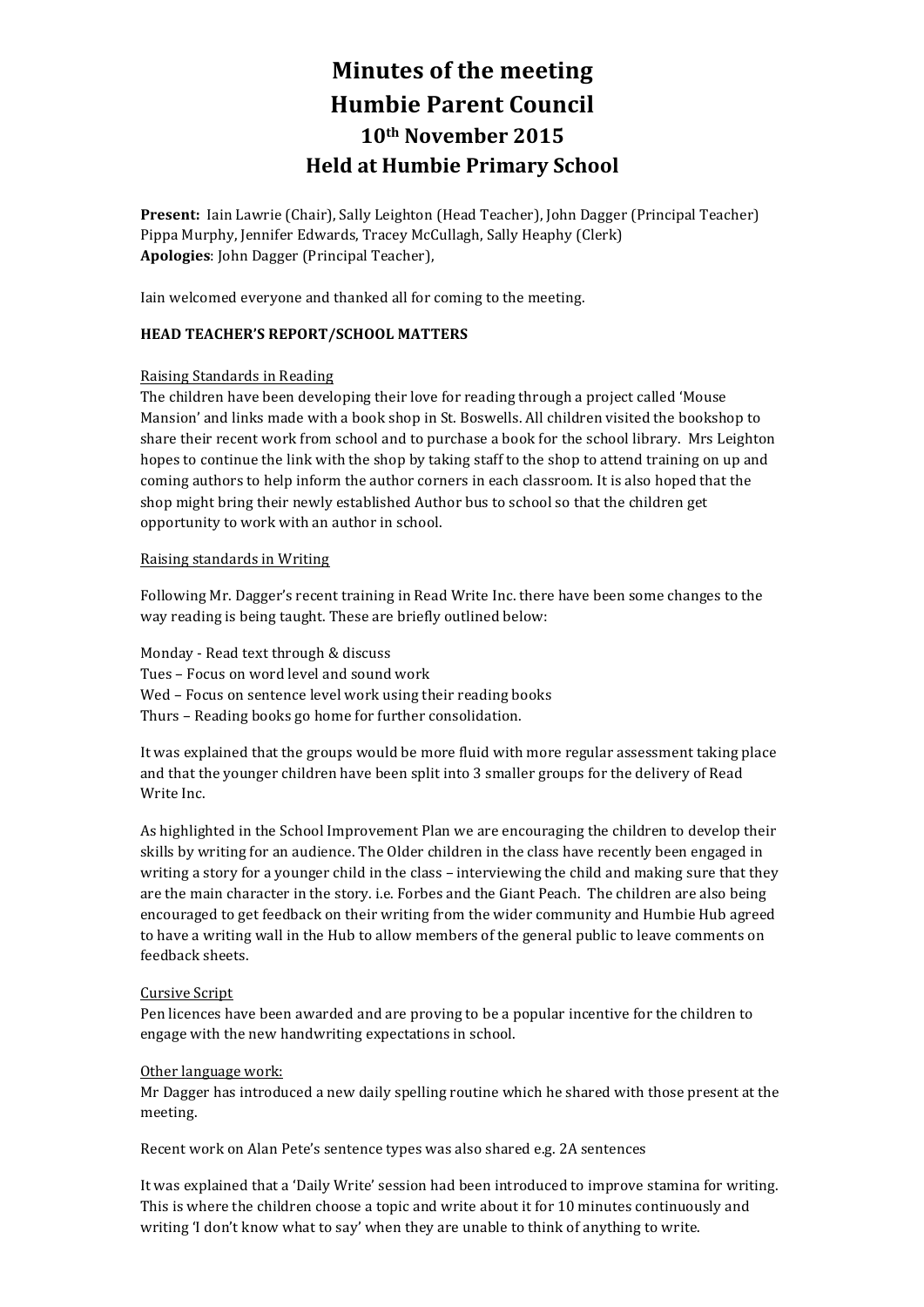# Minutes of the meeting
# Humbie Parent Council
# 10th November 2015
# Held at Humbie Primary School

**Present:** Iain Lawrie (Chair), Sally Leighton (Head Teacher), John Dagger (Principal Teacher) Pippa Murphy, Jennifer Edwards, Tracey McCullagh, Sally Heaphy (Clerk)
**Apologies**: John Dagger (Principal Teacher),

Iain welcomed everyone and thanked all for coming to the meeting.

**HEAD TEACHER'S REPORT/SCHOOL MATTERS**

Raising Standards in Reading

The children have been developing their love for reading through a project called 'Mouse Mansion' and links made with a book shop in St. Boswells. All children visited the bookshop to share their recent work from school and to purchase a book for the school library. Mrs Leighton hopes to continue the link with the shop by taking staff to the shop to attend training on up and coming authors to help inform the author corners in each classroom. It is also hoped that the shop might bring their newly established Author bus to school so that the children get opportunity to work with an author in school.

Raising standards in Writing

Following Mr. Dagger's recent training in Read Write Inc. there have been some changes to the way reading is being taught. These are briefly outlined below:

Monday - Read text through & discuss
Tues – Focus on word level and sound work
Wed – Focus on sentence level work using their reading books
Thurs – Reading books go home for further consolidation.

It was explained that the groups would be more fluid with more regular assessment taking place and that the younger children have been split into 3 smaller groups for the delivery of Read Write Inc.

As highlighted in the School Improvement Plan we are encouraging the children to develop their skills by writing for an audience. The Older children in the class have recently been engaged in writing a story for a younger child in the class – interviewing the child and making sure that they are the main character in the story. i.e. Forbes and the Giant Peach. The children are also being encouraged to get feedback on their writing from the wider community and Humbie Hub agreed to have a writing wall in the Hub to allow members of the general public to leave comments on feedback sheets.

Cursive Script

Pen licences have been awarded and are proving to be a popular incentive for the children to engage with the new handwriting expectations in school.

Other language work:

Mr Dagger has introduced a new daily spelling routine which he shared with those present at the meeting.

Recent work on Alan Pete's sentence types was also shared e.g. 2A sentences

It was explained that a 'Daily Write' session had been introduced to improve stamina for writing. This is where the children choose a topic and write about it for 10 minutes continuously and writing 'I don't know what to say' when they are unable to think of anything to write.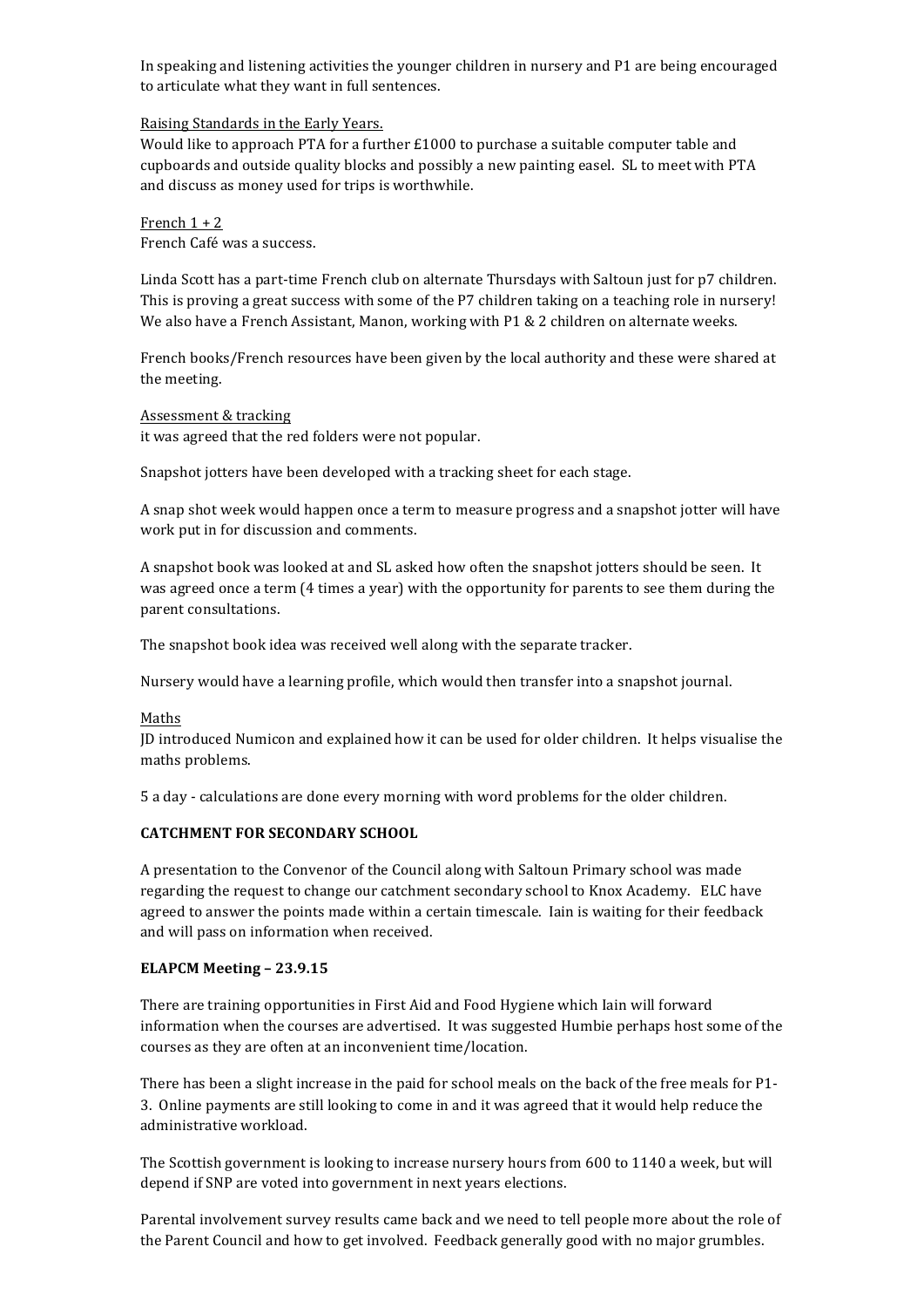In speaking and listening activities the younger children in nursery and P1 are being encouraged to articulate what they want in full sentences.

Raising Standards in the Early Years.

Would like to approach PTA for a further £1000 to purchase a suitable computer table and cupboards and outside quality blocks and possibly a new painting easel. SL to meet with PTA and discuss as money used for trips is worthwhile.

French 1 + 2

French Café was a success.

Linda Scott has a part-time French club on alternate Thursdays with Saltoun just for p7 children. This is proving a great success with some of the P7 children taking on a teaching role in nursery! We also have a French Assistant, Manon, working with P1 & 2 children on alternate weeks.

French books/French resources have been given by the local authority and these were shared at the meeting.

Assessment & tracking

it was agreed that the red folders were not popular.

Snapshot jotters have been developed with a tracking sheet for each stage.

A snap shot week would happen once a term to measure progress and a snapshot jotter will have work put in for discussion and comments.

A snapshot book was looked at and SL asked how often the snapshot jotters should be seen. It was agreed once a term (4 times a year) with the opportunity for parents to see them during the parent consultations.

The snapshot book idea was received well along with the separate tracker.

Nursery would have a learning profile, which would then transfer into a snapshot journal.

Maths

JD introduced Numicon and explained how it can be used for older children. It helps visualise the maths problems.

5 a day - calculations are done every morning with word problems for the older children.

**CATCHMENT FOR SECONDARY SCHOOL**

A presentation to the Convenor of the Council along with Saltoun Primary school was made regarding the request to change our catchment secondary school to Knox Academy. ELC have agreed to answer the points made within a certain timescale. Iain is waiting for their feedback and will pass on information when received.

**ELAPCM Meeting – 23.9.15**

There are training opportunities in First Aid and Food Hygiene which Iain will forward information when the courses are advertised. It was suggested Humbie perhaps host some of the courses as they are often at an inconvenient time/location.

There has been a slight increase in the paid for school meals on the back of the free meals for P1-3. Online payments are still looking to come in and it was agreed that it would help reduce the administrative workload.

The Scottish government is looking to increase nursery hours from 600 to 1140 a week, but will depend if SNP are voted into government in next years elections.

Parental involvement survey results came back and we need to tell people more about the role of the Parent Council and how to get involved. Feedback generally good with no major grumbles.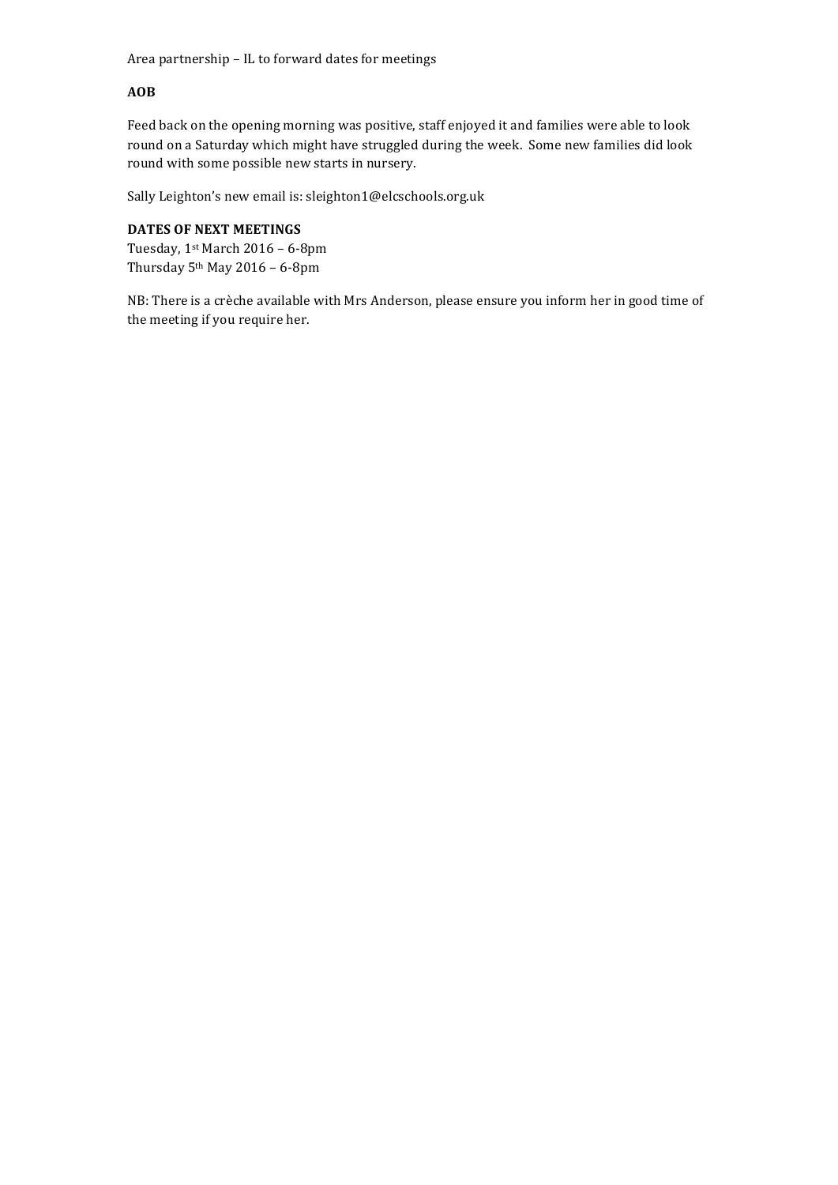Area partnership – IL to forward dates for meetings

**AOB**

Feed back on the opening morning was positive, staff enjoyed it and families were able to look round on a Saturday which might have struggled during the week. Some new families did look round with some possible new starts in nursery.

Sally Leighton's new email is: sleighton1@elcschools.org.uk

**DATES OF NEXT MEETINGS**

Tuesday, 1st March 2016 – 6-8pm
Thursday 5th May 2016 – 6-8pm

NB: There is a crèche available with Mrs Anderson, please ensure you inform her in good time of the meeting if you require her.